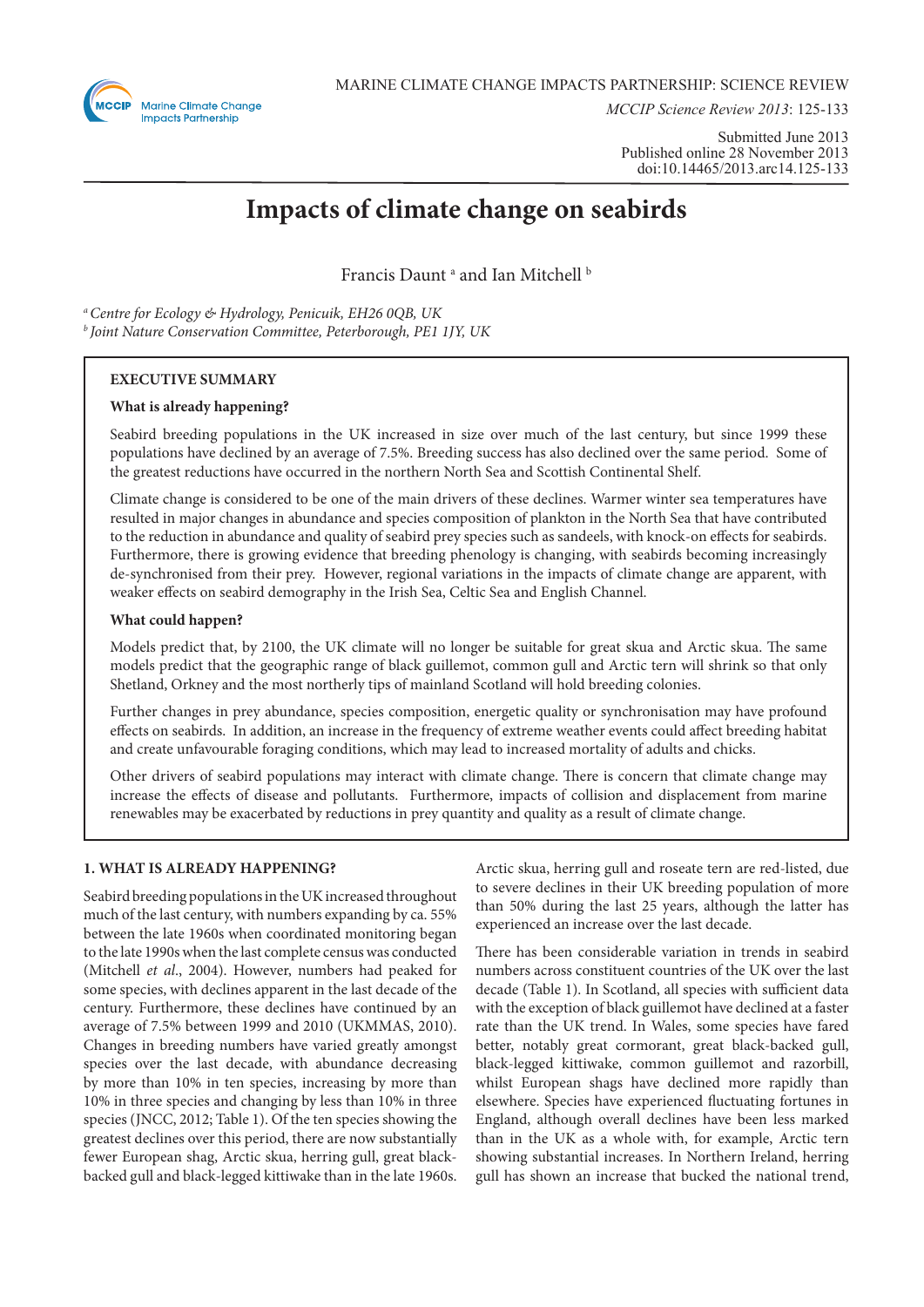MARINE CLIMATE CHANGE IMPACTS PARTNERSHIP: SCIENCE REVIEW

*MCCIP Science Review 2013*: 125-133

Submitted June 2013
Published online 28 November 2013
doi:10.14465/2013.arc14.125-133

# Impacts of climate change on seabirds

Francis Daunt [a] and Ian Mitchell [b]

[a] *Centre for Ecology & Hydrology, Penicuik, EH26 0QB, UK*
[b] *Joint Nature Conservation Committee, Peterborough, PE1 1JY, UK*

**EXECUTIVE SUMMARY**

**What is already happening?**

Seabird breeding populations in the UK increased in size over much of the last century, but since 1999 these populations have declined by an average of 7.5%. Breeding success has also declined over the same period. Some of the greatest reductions have occurred in the northern North Sea and Scottish Continental Shelf.

Climate change is considered to be one of the main drivers of these declines. Warmer winter sea temperatures have resulted in major changes in abundance and species composition of plankton in the North Sea that have contributed to the reduction in abundance and quality of seabird prey species such as sandeels, with knock-on effects for seabirds. Furthermore, there is growing evidence that breeding phenology is changing, with seabirds becoming increasingly de-synchronised from their prey. However, regional variations in the impacts of climate change are apparent, with weaker effects on seabird demography in the Irish Sea, Celtic Sea and English Channel.

**What could happen?**

Models predict that, by 2100, the UK climate will no longer be suitable for great skua and Arctic skua. The same models predict that the geographic range of black guillemot, common gull and Arctic tern will shrink so that only Shetland, Orkney and the most northerly tips of mainland Scotland will hold breeding colonies.

Further changes in prey abundance, species composition, energetic quality or synchronisation may have profound effects on seabirds. In addition, an increase in the frequency of extreme weather events could affect breeding habitat and create unfavourable foraging conditions, which may lead to increased mortality of adults and chicks.

Other drivers of seabird populations may interact with climate change. There is concern that climate change may increase the effects of disease and pollutants. Furthermore, impacts of collision and displacement from marine renewables may be exacerbated by reductions in prey quantity and quality as a result of climate change.

## 1. WHAT IS ALREADY HAPPENING?

Seabird breeding populations in the UK increased throughout much of the last century, with numbers expanding by ca. 55% between the late 1960s when coordinated monitoring began to the late 1990s when the last complete census was conducted (Mitchell *et al*., 2004). However, numbers had peaked for some species, with declines apparent in the last decade of the century. Furthermore, these declines have continued by an average of 7.5% between 1999 and 2010 (UKMMAS, 2010). Changes in breeding numbers have varied greatly amongst species over the last decade, with abundance decreasing by more than 10% in ten species, increasing by more than 10% in three species and changing by less than 10% in three species (JNCC, 2012; Table 1). Of the ten species showing the greatest declines over this period, there are now substantially fewer European shag, Arctic skua, herring gull, great black-backed gull and black-legged kittiwake than in the late 1960s. Arctic skua, herring gull and roseate tern are red-listed, due to severe declines in their UK breeding population of more than 50% during the last 25 years, although the latter has experienced an increase over the last decade.

There has been considerable variation in trends in seabird numbers across constituent countries of the UK over the last decade (Table 1). In Scotland, all species with sufficient data with the exception of black guillemot have declined at a faster rate than the UK trend. In Wales, some species have fared better, notably great cormorant, great black-backed gull, black-legged kittiwake, common guillemot and razorbill, whilst European shags have declined more rapidly than elsewhere. Species have experienced fluctuating fortunes in England, although overall declines have been less marked than in the UK as a whole with, for example, Arctic tern showing substantial increases. In Northern Ireland, herring gull has shown an increase that bucked the national trend,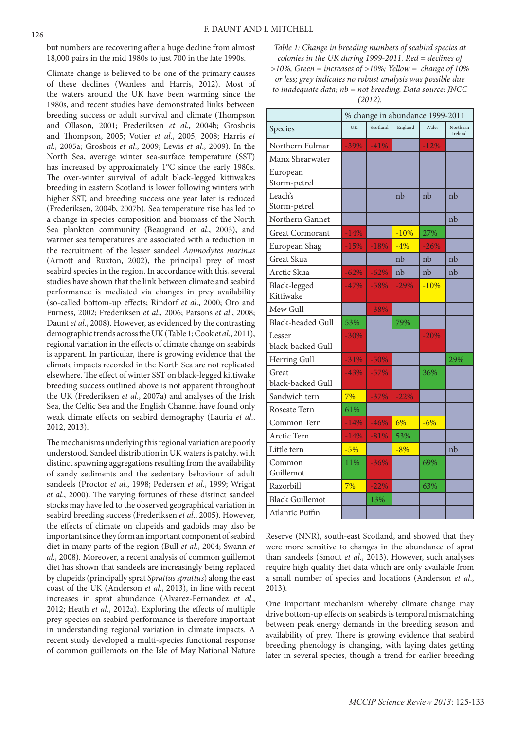but numbers are recovering after a huge decline from almost 18,000 pairs in the mid 1980s to just 700 in the late 1990s.

Climate change is believed to be one of the primary causes of these declines (Wanless and Harris, 2012). Most of the waters around the UK have been warming since the 1980s, and recent studies have demonstrated links between breeding success or adult survival and climate (Thompson and Ollason, 2001; Frederiksen *et al*., 2004b; Grosbois and Thompson, 2005; Votier *et al*., 2005, 2008; Harris *et al*., 2005a; Grosbois *et al*., 2009; Lewis *et al*., 2009). In the North Sea, average winter sea-surface temperature (SST) has increased by approximately 1°C since the early 1980s. The over-winter survival of adult black-legged kittiwakes breeding in eastern Scotland is lower following winters with higher SST, and breeding success one year later is reduced (Frederiksen, 2004b, 2007b). Sea temperature rise has led to a change in species composition and biomass of the North Sea plankton community (Beaugrand *et al*., 2003), and warmer sea temperatures are associated with a reduction in the recruitment of the lesser sandeel *Ammodytes marinus* (Arnott and Ruxton, 2002), the principal prey of most seabird species in the region. In accordance with this, several studies have shown that the link between climate and seabird performance is mediated via changes in prey availability (so-called bottom-up effects; Rindorf *et al*., 2000; Oro and Furness, 2002; Frederiksen *et al*., 2006; Parsons *et al*., 2008; Daunt *et al*., 2008). However, as evidenced by the contrasting demographic trends across the UK (Table 1; Cook *et al*., 2011), regional variation in the effects of climate change on seabirds is apparent. In particular, there is growing evidence that the climate impacts recorded in the North Sea are not replicated elsewhere. The effect of winter SST on black-legged kittiwake breeding success outlined above is not apparent throughout the UK (Frederiksen *et al*., 2007a) and analyses of the Irish Sea, the Celtic Sea and the English Channel have found only weak climate effects on seabird demography (Lauria *et al*., 2012, 2013).

The mechanisms underlying this regional variation are poorly understood. Sandeel distribution in UK waters is patchy, with distinct spawning aggregations resulting from the availability of sandy sediments and the sedentary behaviour of adult sandeels (Proctor *et al*., 1998; Pedersen *et al*., 1999; Wright *et al*., 2000). The varying fortunes of these distinct sandeel stocks may have led to the observed geographical variation in seabird breeding success (Frederiksen *et al*., 2005). However, the effects of climate on clupeids and gadoids may also be important since they form an important component of seabird diet in many parts of the region (Bull *et al*., 2004; Swann *et al*., 2008). Moreover, a recent analysis of common guillemot diet has shown that sandeels are increasingly being replaced by clupeids (principally sprat *Sprattus sprattus*) along the east coast of the UK (Anderson *et al*., 2013), in line with recent increases in sprat abundance (Alvarez-Fernandez *et al*., 2012; Heath *et al*., 2012a). Exploring the effects of multiple prey species on seabird performance is therefore important in understanding regional variation in climate impacts. A recent study developed a multi-species functional response of common guillemots on the Isle of May National Nature Reserve (NNR), south-east Scotland, and showed that they were more sensitive to changes in the abundance of sprat than sandeels (Smout *et al*., 2013). However, such analyses require high quality diet data which are only available from a small number of species and locations (Anderson *et al*., 2013).

*Table 1: Change in breeding numbers of seabird species at colonies in the UK during 1999-2011. Red = declines of >10%, Green = increases of >10%; Yellow = change of 10% or less; grey indicates no robust analysis was possible due to inadequate data; nb = not breeding. Data source: JNCC (2012).*

| Species | % change in abundance 1999-2011 | | | | |
|---|---|---|---|---|---|
| | UK | Scotland | England | Wales | Northern Ireland |
| Northern Fulmar | -39% | -41% | | -12% | |
| Manx Shearwater | | | | | |
| European Storm-petrel | | | | | |
| Leach's Storm-petrel | | | nb | nb | nb |
| Northern Gannet | | | | | nb |
| Great Cormorant | -14% | | -10% | 27% | |
| European Shag | -15% | -18% | -4% | -26% | |
| Great Skua | | | nb | nb | nb |
| Arctic Skua | -62% | -62% | nb | nb | nb |
| Black-legged Kittiwake | -47% | -58% | -29% | -10% | |
| Mew Gull | | -38% | | | |
| Black-headed Gull | 53% | | 79% | | |
| Lesser black-backed Gull | -30% | | | -20% | |
| Herring Gull | -31% | -50% | | | 29% |
| Great black-backed Gull | -43% | -57% | | 36% | |
| Sandwich tern | 7% | -37% | -22% | | |
| Roseate Tern | 61% | | | | |
| Common Tern | -14% | -46% | 6% | -6% | |
| Arctic Tern | -14% | -81% | 53% | | |
| Little tern | -5% | | -8% | | nb |
| Common Guillemot | 11% | -36% | | 69% | |
| Razorbill | 7% | -22% | | 63% | |
| Black Guillemot | | 13% | | | |
| Atlantic Puffin | | | | | |

One important mechanism whereby climate change may drive bottom-up effects on seabirds is temporal mismatching between peak energy demands in the breeding season and availability of prey. There is growing evidence that seabird breeding phenology is changing, with laying dates getting later in several species, though a trend for earlier breeding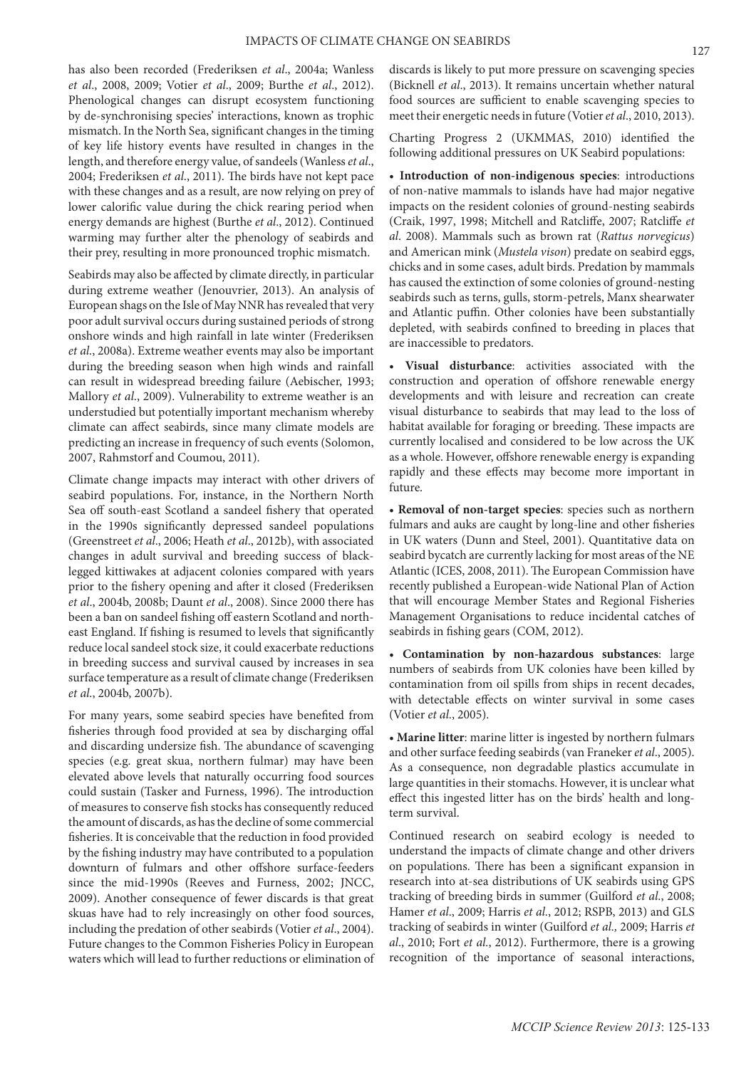has also been recorded (Frederiksen *et al*., 2004a; Wanless *et al*., 2008, 2009; Votier *et al*., 2009; Burthe *et al*., 2012). Phenological changes can disrupt ecosystem functioning by de-synchronising species' interactions, known as trophic mismatch. In the North Sea, significant changes in the timing of key life history events have resulted in changes in the length, and therefore energy value, of sandeels (Wanless *et al*., 2004; Frederiksen *et al*., 2011). The birds have not kept pace with these changes and as a result, are now relying on prey of lower calorific value during the chick rearing period when energy demands are highest (Burthe *et al*., 2012). Continued warming may further alter the phenology of seabirds and their prey, resulting in more pronounced trophic mismatch.

Seabirds may also be affected by climate directly, in particular during extreme weather (Jenouvrier, 2013). An analysis of European shags on the Isle of May NNR has revealed that very poor adult survival occurs during sustained periods of strong onshore winds and high rainfall in late winter (Frederiksen *et al*., 2008a). Extreme weather events may also be important during the breeding season when high winds and rainfall can result in widespread breeding failure (Aebischer, 1993; Mallory *et al*., 2009). Vulnerability to extreme weather is an understudied but potentially important mechanism whereby climate can affect seabirds, since many climate models are predicting an increase in frequency of such events (Solomon, 2007, Rahmstorf and Coumou, 2011).

Climate change impacts may interact with other drivers of seabird populations. For, instance, in the Northern North Sea off south-east Scotland a sandeel fishery that operated in the 1990s significantly depressed sandeel populations (Greenstreet *et al*., 2006; Heath *et al*., 2012b), with associated changes in adult survival and breeding success of black-legged kittiwakes at adjacent colonies compared with years prior to the fishery opening and after it closed (Frederiksen *et al*., 2004b, 2008b; Daunt *et al*., 2008). Since 2000 there has been a ban on sandeel fishing off eastern Scotland and north-east England. If fishing is resumed to levels that significantly reduce local sandeel stock size, it could exacerbate reductions in breeding success and survival caused by increases in sea surface temperature as a result of climate change (Frederiksen *et al*., 2004b, 2007b).

For many years, some seabird species have benefited from fisheries through food provided at sea by discharging offal and discarding undersize fish. The abundance of scavenging species (e.g. great skua, northern fulmar) may have been elevated above levels that naturally occurring food sources could sustain (Tasker and Furness, 1996). The introduction of measures to conserve fish stocks has consequently reduced the amount of discards, as has the decline of some commercial fisheries. It is conceivable that the reduction in food provided by the fishing industry may have contributed to a population downturn of fulmars and other offshore surface-feeders since the mid-1990s (Reeves and Furness, 2002; JNCC, 2009). Another consequence of fewer discards is that great skuas have had to rely increasingly on other food sources, including the predation of other seabirds (Votier *et al*., 2004). Future changes to the Common Fisheries Policy in European waters which will lead to further reductions or elimination of discards is likely to put more pressure on scavenging species (Bicknell *et al*., 2013). It remains uncertain whether natural food sources are sufficient to enable scavenging species to meet their energetic needs in future (Votier *et al*., 2010, 2013).

Charting Progress 2 (UKMMAS, 2010) identified the following additional pressures on UK Seabird populations:

- **Introduction of non-indigenous species**: introductions of non-native mammals to islands have had major negative impacts on the resident colonies of ground-nesting seabirds (Craik, 1997, 1998; Mitchell and Ratcliffe, 2007; Ratcliffe *et al*. 2008). Mammals such as brown rat (*Rattus norvegicus*) and American mink (*Mustela vison*) predate on seabird eggs, chicks and in some cases, adult birds. Predation by mammals has caused the extinction of some colonies of ground-nesting seabirds such as terns, gulls, storm-petrels, Manx shearwater and Atlantic puffin. Other colonies have been substantially depleted, with seabirds confined to breeding in places that are inaccessible to predators.

- **Visual disturbance**: activities associated with the construction and operation of offshore renewable energy developments and with leisure and recreation can create visual disturbance to seabirds that may lead to the loss of habitat available for foraging or breeding. These impacts are currently localised and considered to be low across the UK as a whole. However, offshore renewable energy is expanding rapidly and these effects may become more important in future.

- **Removal of non-target species**: species such as northern fulmars and auks are caught by long-line and other fisheries in UK waters (Dunn and Steel, 2001). Quantitative data on seabird bycatch are currently lacking for most areas of the NE Atlantic (ICES, 2008, 2011). The European Commission have recently published a European-wide National Plan of Action that will encourage Member States and Regional Fisheries Management Organisations to reduce incidental catches of seabirds in fishing gears (COM, 2012).

- **Contamination by non-hazardous substances**: large numbers of seabirds from UK colonies have been killed by contamination from oil spills from ships in recent decades, with detectable effects on winter survival in some cases (Votier *et al*., 2005).

- **Marine litter**: marine litter is ingested by northern fulmars and other surface feeding seabirds (van Franeker *et al*., 2005). As a consequence, non degradable plastics accumulate in large quantities in their stomachs. However, it is unclear what effect this ingested litter has on the birds' health and long-term survival.

Continued research on seabird ecology is needed to understand the impacts of climate change and other drivers on populations. There has been a significant expansion in research into at-sea distributions of UK seabirds using GPS tracking of breeding birds in summer (Guilford *et al*., 2008; Hamer *et al*., 2009; Harris *et al*., 2012; RSPB, 2013) and GLS tracking of seabirds in winter (Guilford *et al.,* 2009; Harris *et al*., 2010; Fort *et al*., 2012). Furthermore, there is a growing recognition of the importance of seasonal interactions,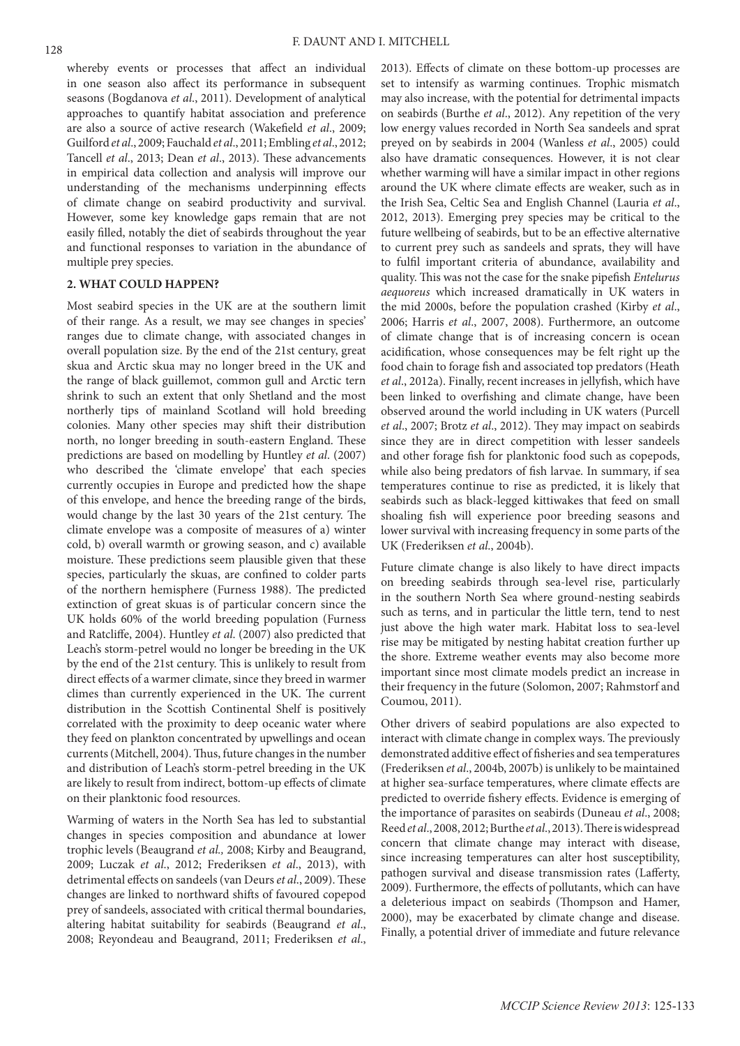whereby events or processes that affect an individual in one season also affect its performance in subsequent seasons (Bogdanova *et al*., 2011). Development of analytical approaches to quantify habitat association and preference are also a source of active research (Wakefield *et al*., 2009; Guilford *et al*., 2009; Fauchald *et al*., 2011; Embling *et al*., 2012; Tancell *et al*., 2013; Dean *et al*., 2013). These advancements in empirical data collection and analysis will improve our understanding of the mechanisms underpinning effects of climate change on seabird productivity and survival. However, some key knowledge gaps remain that are not easily filled, notably the diet of seabirds throughout the year and functional responses to variation in the abundance of multiple prey species.

## 2. WHAT COULD HAPPEN?

Most seabird species in the UK are at the southern limit of their range. As a result, we may see changes in species' ranges due to climate change, with associated changes in overall population size. By the end of the 21st century, great skua and Arctic skua may no longer breed in the UK and the range of black guillemot, common gull and Arctic tern shrink to such an extent that only Shetland and the most northerly tips of mainland Scotland will hold breeding colonies. Many other species may shift their distribution north, no longer breeding in south-eastern England. These predictions are based on modelling by Huntley *et al*. (2007) who described the 'climate envelope' that each species currently occupies in Europe and predicted how the shape of this envelope, and hence the breeding range of the birds, would change by the last 30 years of the 21st century. The climate envelope was a composite of measures of a) winter cold, b) overall warmth or growing season, and c) available moisture. These predictions seem plausible given that these species, particularly the skuas, are confined to colder parts of the northern hemisphere (Furness 1988). The predicted extinction of great skuas is of particular concern since the UK holds 60% of the world breeding population (Furness and Ratcliffe, 2004). Huntley *et al*. (2007) also predicted that Leach's storm-petrel would no longer be breeding in the UK by the end of the 21st century. This is unlikely to result from direct effects of a warmer climate, since they breed in warmer climes than currently experienced in the UK. The current distribution in the Scottish Continental Shelf is positively correlated with the proximity to deep oceanic water where they feed on plankton concentrated by upwellings and ocean currents (Mitchell, 2004). Thus, future changes in the number and distribution of Leach's storm-petrel breeding in the UK are likely to result from indirect, bottom-up effects of climate on their planktonic food resources.

Warming of waters in the North Sea has led to substantial changes in species composition and abundance at lower trophic levels (Beaugrand *et al.,* 2008; Kirby and Beaugrand, 2009; Luczak *et al*., 2012; Frederiksen *et al*., 2013), with detrimental effects on sandeels (van Deurs *et al*., 2009). These changes are linked to northward shifts of favoured copepod prey of sandeels, associated with critical thermal boundaries, altering habitat suitability for seabirds (Beaugrand *et al*., 2008; Reyondeau and Beaugrand, 2011; Frederiksen *et al*., 2013). Effects of climate on these bottom-up processes are set to intensify as warming continues. Trophic mismatch may also increase, with the potential for detrimental impacts on seabirds (Burthe *et al*., 2012). Any repetition of the very low energy values recorded in North Sea sandeels and sprat preyed on by seabirds in 2004 (Wanless *et al*., 2005) could also have dramatic consequences. However, it is not clear whether warming will have a similar impact in other regions around the UK where climate effects are weaker, such as in the Irish Sea, Celtic Sea and English Channel (Lauria *et al*., 2012, 2013). Emerging prey species may be critical to the future wellbeing of seabirds, but to be an effective alternative to current prey such as sandeels and sprats, they will have to fulfil important criteria of abundance, availability and quality. This was not the case for the snake pipefish *Entelurus aequoreus* which increased dramatically in UK waters in the mid 2000s, before the population crashed (Kirby *et al*., 2006; Harris *et al*., 2007, 2008). Furthermore, an outcome of climate change that is of increasing concern is ocean acidification, whose consequences may be felt right up the food chain to forage fish and associated top predators (Heath *et al*., 2012a). Finally, recent increases in jellyfish, which have been linked to overfishing and climate change, have been observed around the world including in UK waters (Purcell *et al*., 2007; Brotz *et al*., 2012). They may impact on seabirds since they are in direct competition with lesser sandeels and other forage fish for planktonic food such as copepods, while also being predators of fish larvae. In summary, if sea temperatures continue to rise as predicted, it is likely that seabirds such as black-legged kittiwakes that feed on small shoaling fish will experience poor breeding seasons and lower survival with increasing frequency in some parts of the UK (Frederiksen *et al*., 2004b).

Future climate change is also likely to have direct impacts on breeding seabirds through sea-level rise, particularly in the southern North Sea where ground-nesting seabirds such as terns, and in particular the little tern, tend to nest just above the high water mark. Habitat loss to sea-level rise may be mitigated by nesting habitat creation further up the shore. Extreme weather events may also become more important since most climate models predict an increase in their frequency in the future (Solomon, 2007; Rahmstorf and Coumou, 2011).

Other drivers of seabird populations are also expected to interact with climate change in complex ways. The previously demonstrated additive effect of fisheries and sea temperatures (Frederiksen *et al*., 2004b, 2007b) is unlikely to be maintained at higher sea-surface temperatures, where climate effects are predicted to override fishery effects. Evidence is emerging of the importance of parasites on seabirds (Duneau *et al*., 2008; Reed *et al*., 2008, 2012; Burthe *et al*., 2013). There is widespread concern that climate change may interact with disease, since increasing temperatures can alter host susceptibility, pathogen survival and disease transmission rates (Lafferty, 2009). Furthermore, the effects of pollutants, which can have a deleterious impact on seabirds (Thompson and Hamer, 2000), may be exacerbated by climate change and disease. Finally, a potential driver of immediate and future relevance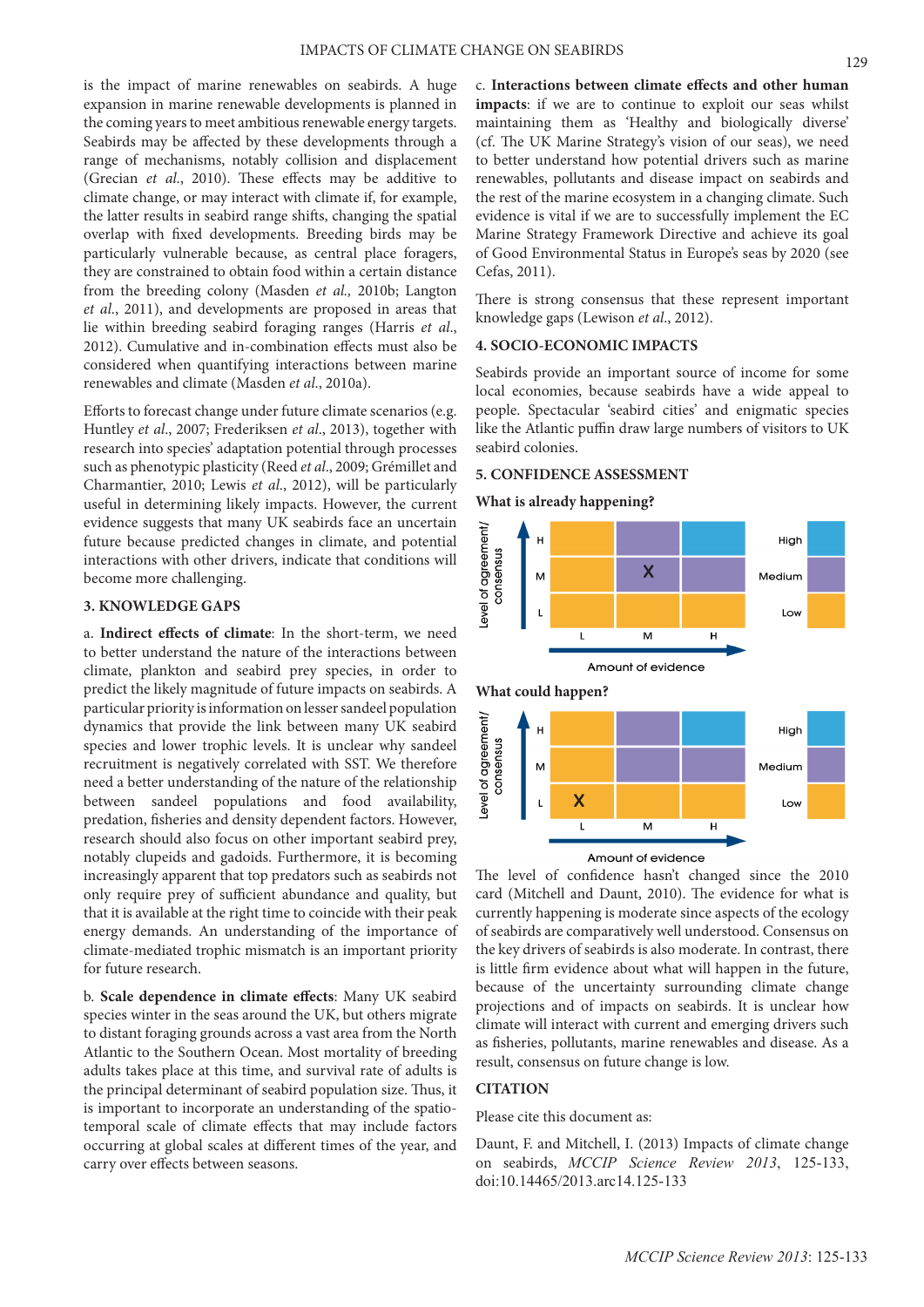is the impact of marine renewables on seabirds. A huge expansion in marine renewable developments is planned in the coming years to meet ambitious renewable energy targets. Seabirds may be affected by these developments through a range of mechanisms, notably collision and displacement (Grecian *et al.*, 2010). These effects may be additive to climate change, or may interact with climate if, for example, the latter results in seabird range shifts, changing the spatial overlap with fixed developments. Breeding birds may be particularly vulnerable because, as central place foragers, they are constrained to obtain food within a certain distance from the breeding colony (Masden *et al.,* 2010b; Langton *et al.*, 2011), and developments are proposed in areas that lie within breeding seabird foraging ranges (Harris *et al.*, 2012). Cumulative and in-combination effects must also be considered when quantifying interactions between marine renewables and climate (Masden *et al.*, 2010a).

Efforts to forecast change under future climate scenarios (e.g. Huntley *et al.*, 2007; Frederiksen *et al.*, 2013), together with research into species' adaptation potential through processes such as phenotypic plasticity (Reed *et al.*, 2009; Grémillet and Charmantier, 2010; Lewis *et al.*, 2012), will be particularly useful in determining likely impacts. However, the current evidence suggests that many UK seabirds face an uncertain future because predicted changes in climate, and potential interactions with other drivers, indicate that conditions will become more challenging.

## 3. KNOWLEDGE GAPS

a. **Indirect effects of climate**: In the short-term, we need to better understand the nature of the interactions between climate, plankton and seabird prey species, in order to predict the likely magnitude of future impacts on seabirds. A particular priority is information on lesser sandeel population dynamics that provide the link between many UK seabird species and lower trophic levels. It is unclear why sandeel recruitment is negatively correlated with SST. We therefore need a better understanding of the nature of the relationship between sandeel populations and food availability, predation, fisheries and density dependent factors. However, research should also focus on other important seabird prey, notably clupeids and gadoids. Furthermore, it is becoming increasingly apparent that top predators such as seabirds not only require prey of sufficient abundance and quality, but that it is available at the right time to coincide with their peak energy demands. An understanding of the importance of climate-mediated trophic mismatch is an important priority for future research.

b. **Scale dependence in climate effects**: Many UK seabird species winter in the seas around the UK, but others migrate to distant foraging grounds across a vast area from the North Atlantic to the Southern Ocean. Most mortality of breeding adults takes place at this time, and survival rate of adults is the principal determinant of seabird population size. Thus, it is important to incorporate an understanding of the spatio-temporal scale of climate effects that may include factors occurring at global scales at different times of the year, and carry over effects between seasons.

c. **Interactions between climate effects and other human impacts**: if we are to continue to exploit our seas whilst maintaining them as 'Healthy and biologically diverse' (cf. The UK Marine Strategy's vision of our seas), we need to better understand how potential drivers such as marine renewables, pollutants and disease impact on seabirds and the rest of the marine ecosystem in a changing climate. Such evidence is vital if we are to successfully implement the EC Marine Strategy Framework Directive and achieve its goal of Good Environmental Status in Europe's seas by 2020 (see Cefas, 2011).

There is strong consensus that these represent important knowledge gaps (Lewison *et al.*, 2012).

## 4. SOCIO-ECONOMIC IMPACTS

Seabirds provide an important source of income for some local economies, because seabirds have a wide appeal to people. Spectacular 'seabird cities' and enigmatic species like the Atlantic puffin draw large numbers of visitors to UK seabird colonies.

## 5. CONFIDENCE ASSESSMENT

**What is already happening?**

| Level of agreement/consensus | L | M | H |
|---|---|---|---|
| H | | | |
| M | | X | |
| L | | | |

Amount of evidence

**What could happen?**

| Level of agreement/consensus | L | M | H |
|---|---|---|---|
| H | | | |
| M | | | |
| L | X | | |

Amount of evidence

The level of confidence hasn't changed since the 2010 card (Mitchell and Daunt, 2010). The evidence for what is currently happening is moderate since aspects of the ecology of seabirds are comparatively well understood. Consensus on the key drivers of seabirds is also moderate. In contrast, there is little firm evidence about what will happen in the future, because of the uncertainty surrounding climate change projections and of impacts on seabirds. It is unclear how climate will interact with current and emerging drivers such as fisheries, pollutants, marine renewables and disease. As a result, consensus on future change is low.

## CITATION

Please cite this document as:

Daunt, F. and Mitchell, I. (2013) Impacts of climate change on seabirds, *MCCIP Science Review 2013*, 125-133, doi:10.14465/2013.arc14.125-133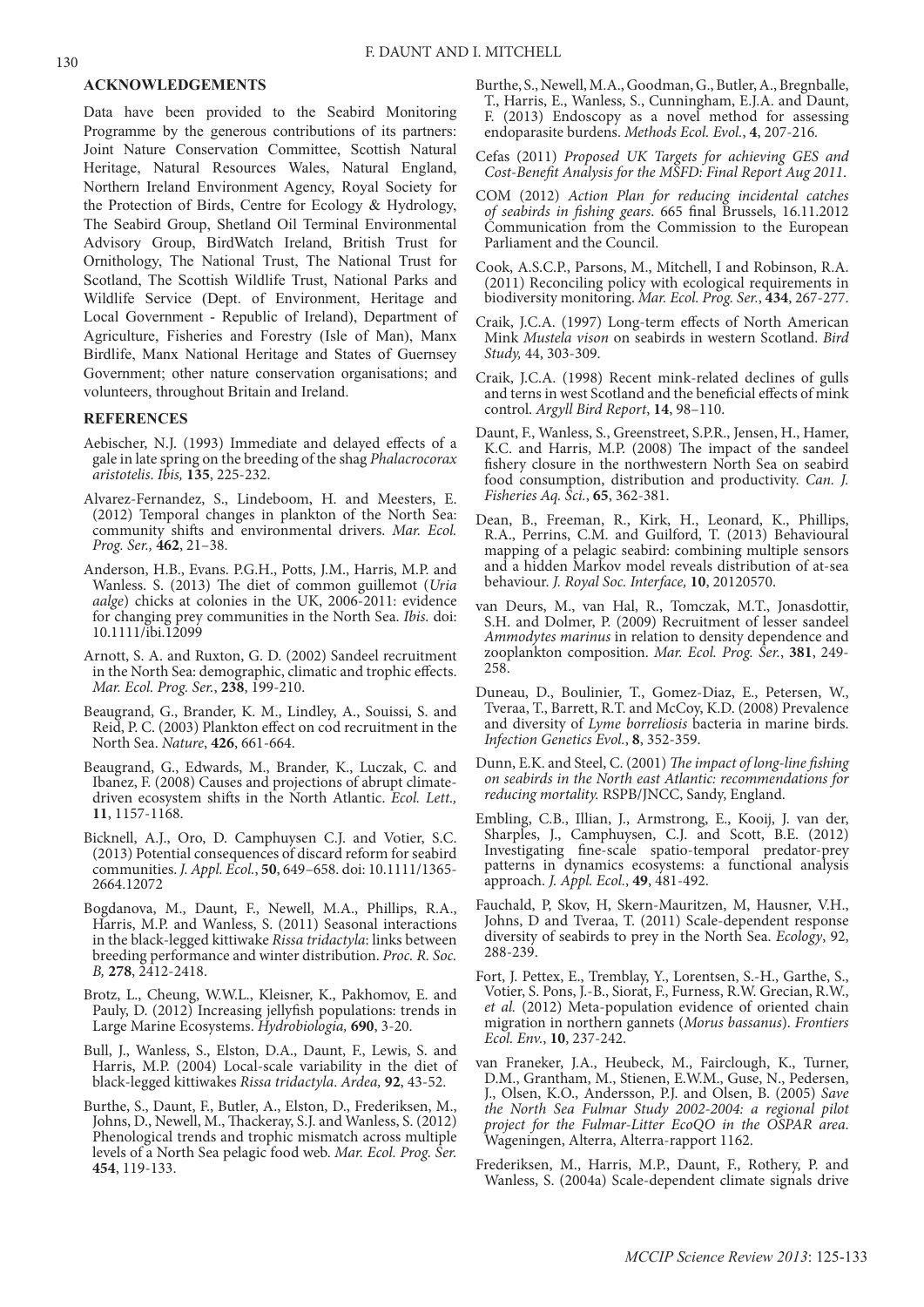## ACKNOWLEDGEMENTS

Data have been provided to the Seabird Monitoring Programme by the generous contributions of its partners: Joint Nature Conservation Committee, Scottish Natural Heritage, Natural Resources Wales, Natural England, Northern Ireland Environment Agency, Royal Society for the Protection of Birds, Centre for Ecology & Hydrology, The Seabird Group, Shetland Oil Terminal Environmental Advisory Group, BirdWatch Ireland, British Trust for Ornithology, The National Trust, The National Trust for Scotland, The Scottish Wildlife Trust, National Parks and Wildlife Service (Dept. of Environment, Heritage and Local Government - Republic of Ireland), Department of Agriculture, Fisheries and Forestry (Isle of Man), Manx Birdlife, Manx National Heritage and States of Guernsey Government; other nature conservation organisations; and volunteers, throughout Britain and Ireland.

## REFERENCES

Aebischer, N.J. (1993) Immediate and delayed effects of a gale in late spring on the breeding of the shag *Phalacrocorax aristotelis*. *Ibis,* **135**, 225-232.

Alvarez-Fernandez, S., Lindeboom, H. and Meesters, E. (2012) Temporal changes in plankton of the North Sea: community shifts and environmental drivers. *Mar. Ecol. Prog. Ser.,* **462**, 21–38.

Anderson, H.B., Evans. P.G.H., Potts, J.M., Harris, M.P. and Wanless. S. (2013) The diet of common guillemot (*Uria aalge*) chicks at colonies in the UK, 2006-2011: evidence for changing prey communities in the North Sea. *Ibis.* doi: 10.1111/ibi.12099

Arnott, S. A. and Ruxton, G. D. (2002) Sandeel recruitment in the North Sea: demographic, climatic and trophic effects. *Mar. Ecol. Prog. Ser.*, **238**, 199-210.

Beaugrand, G., Brander, K. M., Lindley, A., Souissi, S. and Reid, P. C. (2003) Plankton effect on cod recruitment in the North Sea. *Nature*, **426**, 661-664.

Beaugrand, G., Edwards, M., Brander, K., Luczak, C. and Ibanez, F. (2008) Causes and projections of abrupt climate-driven ecosystem shifts in the North Atlantic. *Ecol. Lett.,* **11**, 1157-1168.

Bicknell, A.J., Oro, D. Camphuysen C.J. and Votier, S.C. (2013) Potential consequences of discard reform for seabird communities. *J. Appl. Ecol.*, **50**, 649–658. doi: 10.1111/1365-2664.12072

Bogdanova, M., Daunt, F., Newell, M.A., Phillips, R.A., Harris, M.P. and Wanless, S. (2011) Seasonal interactions in the black-legged kittiwake *Rissa tridactyla*: links between breeding performance and winter distribution. *Proc. R. Soc. B,* **278**, 2412-2418.

Brotz, L., Cheung, W.W.L., Kleisner, K., Pakhomov, E. and Pauly, D. (2012) Increasing jellyfish populations: trends in Large Marine Ecosystems. *Hydrobiologia,* **690**, 3-20.

Bull, J., Wanless, S., Elston, D.A., Daunt, F., Lewis, S. and Harris, M.P. (2004) Local-scale variability in the diet of black-legged kittiwakes *Rissa tridactyla*. *Ardea,* **92**, 43-52.

Burthe, S., Daunt, F., Butler, A., Elston, D., Frederiksen, M., Johns, D., Newell, M., Thackeray, S.J. and Wanless, S. (2012) Phenological trends and trophic mismatch across multiple levels of a North Sea pelagic food web. *Mar. Ecol. Prog. Ser.* **454**, 119-133.

Burthe, S., Newell, M.A., Goodman, G., Butler, A., Bregnballe, T., Harris, E., Wanless, S., Cunningham, E.J.A. and Daunt, F. (2013) Endoscopy as a novel method for assessing endoparasite burdens. *Methods Ecol. Evol.*, **4**, 207-216.

Cefas (2011) *Proposed UK Targets for achieving GES and Cost-Benefit Analysis for the MSFD: Final Report Aug 2011*.

COM (2012) *Action Plan for reducing incidental catches of seabirds in fishing gears*. 665 final Brussels, 16.11.2012 Communication from the Commission to the European Parliament and the Council.

Cook, A.S.C.P., Parsons, M., Mitchell, I and Robinson, R.A. (2011) Reconciling policy with ecological requirements in biodiversity monitoring. *Mar. Ecol. Prog. Ser.*, **434**, 267-277.

Craik, J.C.A. (1997) Long-term effects of North American Mink *Mustela vison* on seabirds in western Scotland. *Bird Study,* 44, 303-309.

Craik, J.C.A. (1998) Recent mink-related declines of gulls and terns in west Scotland and the beneficial effects of mink control. *Argyll Bird Report*, **14**, 98–110.

Daunt, F., Wanless, S., Greenstreet, S.P.R., Jensen, H., Hamer, K.C. and Harris, M.P. (2008) The impact of the sandeel fishery closure in the northwestern North Sea on seabird food consumption, distribution and productivity. *Can. J. Fisheries Aq. Sci.*, **65**, 362-381.

Dean, B., Freeman, R., Kirk, H., Leonard, K., Phillips, R.A., Perrins, C.M. and Guilford, T. (2013) Behavioural mapping of a pelagic seabird: combining multiple sensors and a hidden Markov model reveals distribution of at-sea behaviour. *J. Royal Soc. Interface,* **10**, 20120570.

van Deurs, M., van Hal, R., Tomczak, M.T., Jonasdottir, S.H. and Dolmer, P. (2009) Recruitment of lesser sandeel *Ammodytes marinus* in relation to density dependence and zooplankton composition. *Mar. Ecol. Prog. Ser.*, **381**, 249-258.

Duneau, D., Boulinier, T., Gomez-Diaz, E., Petersen, W., Tveraa, T., Barrett, R.T. and McCoy, K.D. (2008) Prevalence and diversity of *Lyme borreliosis* bacteria in marine birds. *Infection Genetics Evol.*, **8**, 352-359.

Dunn, E.K. and Steel, C. (2001) *The impact of long-line fishing on seabirds in the North east Atlantic: recommendations for reducing mortality.* RSPB/JNCC, Sandy, England.

Embling, C.B., Illian, J., Armstrong, E., Kooij, J. van der, Sharples, J., Camphuysen, C.J. and Scott, B.E. (2012) Investigating fine-scale spatio-temporal predator-prey patterns in dynamics ecosystems: a functional analysis approach. *J. Appl. Ecol.*, **49**, 481-492.

Fauchald, P, Skov, H, Skern-Mauritzen, M, Hausner, V.H., Johns, D and Tveraa, T. (2011) Scale-dependent response diversity of seabirds to prey in the North Sea. *Ecology*, 92, 288-239.

Fort, J. Pettex, E., Tremblay, Y., Lorentsen, S.-H., Garthe, S., Votier, S. Pons, J.-B., Siorat, F., Furness, R.W. Grecian, R.W., *et al.* (2012) Meta-population evidence of oriented chain migration in northern gannets (*Morus bassanus*). *Frontiers Ecol. Env.*, **10**, 237-242.

van Franeker, J.A., Heubeck, M., Fairclough, K., Turner, D.M., Grantham, M., Stienen, E.W.M., Guse, N., Pedersen, J., Olsen, K.O., Andersson, P.J. and Olsen, B. (2005) *Save the North Sea Fulmar Study 2002-2004: a regional pilot project for the Fulmar-Litter EcoQO in the OSPAR area.* Wageningen, Alterra, Alterra-rapport 1162.

Frederiksen, M., Harris, M.P., Daunt, F., Rothery, P. and Wanless, S. (2004a) Scale-dependent climate signals drive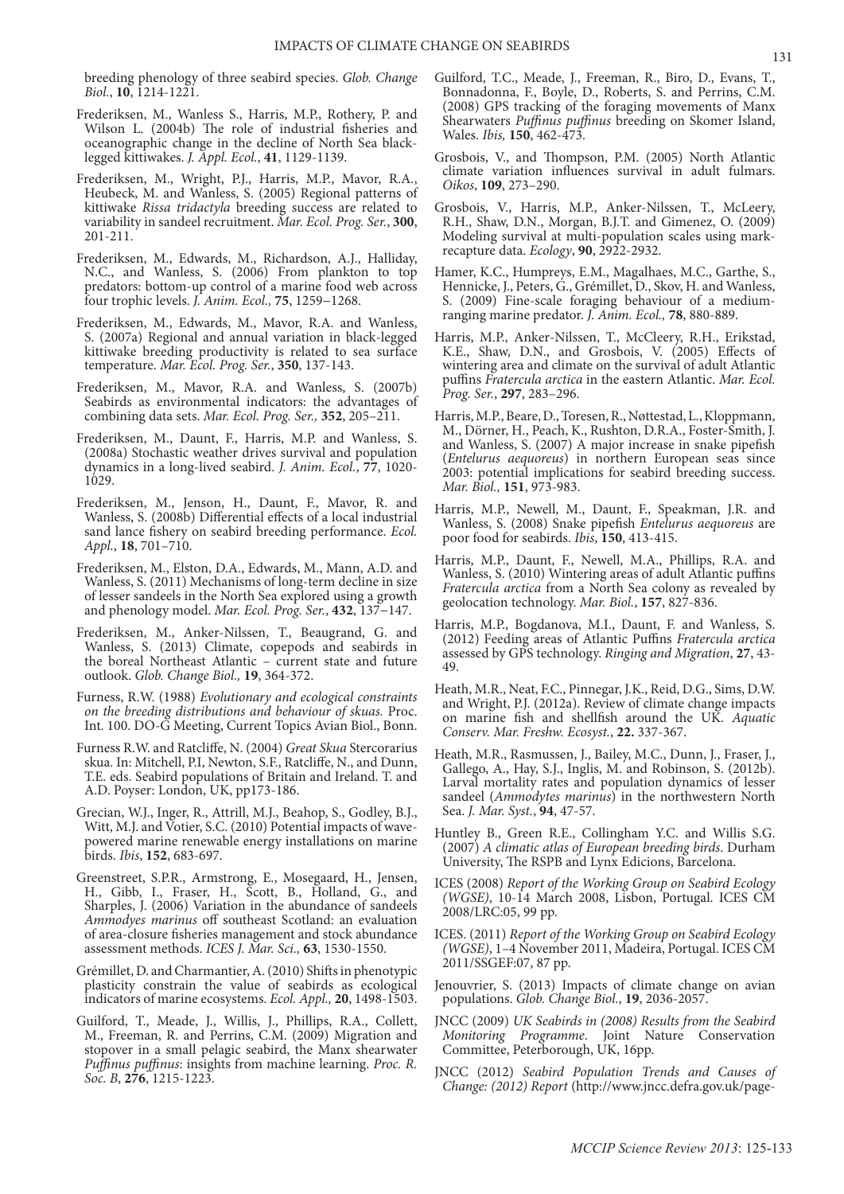breeding phenology of three seabird species. *Glob. Change Biol.*, **10**, 1214-1221.

Frederiksen, M., Wanless S., Harris, M.P., Rothery, P. and Wilson L. (2004b) The role of industrial fisheries and oceanographic change in the decline of North Sea black-legged kittiwakes. *J. Appl. Ecol.*, **41**, 1129-1139.

Frederiksen, M., Wright, P.J., Harris, M.P., Mavor, R.A., Heubeck, M. and Wanless, S. (2005) Regional patterns of kittiwake *Rissa tridactyla* breeding success are related to variability in sandeel recruitment. *Mar. Ecol. Prog. Ser.*, **300**, 201-211.

Frederiksen, M., Edwards, M., Richardson, A.J., Halliday, N.C., and Wanless, S. (2006) From plankton to top predators: bottom-up control of a marine food web across four trophic levels. *J. Anim. Ecol.,* **75**, 1259–1268.

Frederiksen, M., Edwards, M., Mavor, R.A. and Wanless, S. (2007a) Regional and annual variation in black-legged kittiwake breeding productivity is related to sea surface temperature. *Mar. Ecol. Prog. Ser.*, **350**, 137-143.

Frederiksen, M., Mavor, R.A. and Wanless, S. (2007b) Seabirds as environmental indicators: the advantages of combining data sets. *Mar. Ecol. Prog. Ser.,* **352**, 205–211.

Frederiksen, M., Daunt, F., Harris, M.P. and Wanless, S. (2008a) Stochastic weather drives survival and population dynamics in a long-lived seabird. *J. Anim. Ecol.*, **77**, 1020-1029.

Frederiksen, M., Jenson, H., Daunt, F., Mavor, R. and Wanless, S. (2008b) Differential effects of a local industrial sand lance fishery on seabird breeding performance. *Ecol. Appl.*, **18**, 701–710.

Frederiksen, M., Elston, D.A., Edwards, M., Mann, A.D. and Wanless, S. (2011) Mechanisms of long-term decline in size of lesser sandeels in the North Sea explored using a growth and phenology model. *Mar. Ecol. Prog. Ser.*, **432**, 137–147.

Frederiksen, M., Anker-Nilssen, T., Beaugrand, G. and Wanless, S. (2013) Climate, copepods and seabirds in the boreal Northeast Atlantic – current state and future outlook. *Glob. Change Biol.,* **19**, 364-372.

Furness, R.W. (1988) *Evolutionary and ecological constraints on the breeding distributions and behaviour of skuas.* Proc. Int. 100. DO-G Meeting, Current Topics Avian Biol., Bonn.

Furness R.W. and Ratcliffe, N. (2004) *Great Skua* Stercorarius skua. In: Mitchell, P.I, Newton, S.F., Ratcliffe, N., and Dunn, T.E. eds. Seabird populations of Britain and Ireland. T. and A.D. Poyser: London, UK, pp173-186.

Grecian, W.J., Inger, R., Attrill, M.J., Beahop, S., Godley, B.J., Witt, M.J. and Votier, S.C. (2010) Potential impacts of wave-powered marine renewable energy installations on marine birds. *Ibis*, **152**, 683-697.

Greenstreet, S.P.R., Armstrong, E., Mosegaard, H., Jensen, H., Gibb, I., Fraser, H., Scott, B., Holland, G., and Sharples, J. (2006) Variation in the abundance of sandeels *Ammodyes marinus* off southeast Scotland: an evaluation of area-closure fisheries management and stock abundance assessment methods. *ICES J. Mar. Sci.,* **63**, 1530-1550.

Grémillet, D. and Charmantier, A. (2010) Shifts in phenotypic plasticity constrain the value of seabirds as ecological indicators of marine ecosystems. *Ecol. Appl.,* **20**, 1498-1503.

Guilford, T., Meade, J., Willis, J., Phillips, R.A., Collett, M., Freeman, R. and Perrins, C.M. (2009) Migration and stopover in a small pelagic seabird, the Manx shearwater *Puffinus puffinus*: insights from machine learning. *Proc. R. Soc. B*, **276**, 1215-1223.

Guilford, T.C., Meade, J., Freeman, R., Biro, D., Evans, T., Bonnadonna, F., Boyle, D., Roberts, S. and Perrins, C.M. (2008) GPS tracking of the foraging movements of Manx Shearwaters *Puffinus puffinus* breeding on Skomer Island, Wales. *Ibis,* **150**, 462-473.

Grosbois, V., and Thompson, P.M. (2005) North Atlantic climate variation influences survival in adult fulmars. *Oikos*, **109**, 273–290.

Grosbois, V., Harris, M.P., Anker-Nilssen, T., McLeery, R.H., Shaw, D.N., Morgan, B.J.T. and Gimenez, O. (2009) Modeling survival at multi-population scales using mark-recapture data. *Ecology*, **90**, 2922-2932.

Hamer, K.C., Humpreys, E.M., Magalhaes, M.C., Garthe, S., Hennicke, J., Peters, G., Grémillet, D., Skov, H. and Wanless, S. (2009) Fine-scale foraging behaviour of a medium-ranging marine predator. *J. Anim. Ecol.,* **78**, 880-889.

Harris, M.P., Anker-Nilssen, T., McCleery, R.H., Erikstad, K.E., Shaw, D.N., and Grosbois, V. (2005) Effects of wintering area and climate on the survival of adult Atlantic puffins *Fratercula arctica* in the eastern Atlantic. *Mar. Ecol. Prog. Ser.*, **297**, 283–296.

Harris, M.P., Beare, D., Toresen, R., Nøttestad, L., Kloppmann, M., Dörner, H., Peach, K., Rushton, D.R.A., Foster-Smith, J. and Wanless, S. (2007) A major increase in snake pipefish (*Entelurus aequoreus*) in northern European seas since 2003: potential implications for seabird breeding success. *Mar. Biol.,* **151**, 973-983.

Harris, M.P., Newell, M., Daunt, F., Speakman, J.R. and Wanless, S. (2008) Snake pipefish *Entelurus aequoreus* are poor food for seabirds. *Ibis*, **150**, 413-415.

Harris, M.P., Daunt, F., Newell, M.A., Phillips, R.A. and Wanless, S. (2010) Wintering areas of adult Atlantic puffins *Fratercula arctica* from a North Sea colony as revealed by geolocation technology. *Mar. Biol.*, **157**, 827-836.

Harris, M.P., Bogdanova, M.I., Daunt, F. and Wanless, S. (2012) Feeding areas of Atlantic Puffins *Fratercula arctica* assessed by GPS technology. *Ringing and Migration*, **27**, 43-49.

Heath, M.R., Neat, F.C., Pinnegar, J.K., Reid, D.G., Sims, D.W. and Wright, P.J. (2012a). Review of climate change impacts on marine fish and shellfish around the UK. *Aquatic Conserv. Mar. Freshw. Ecosyst.*, **22.** 337-367.

Heath, M.R., Rasmussen, J., Bailey, M.C., Dunn, J., Fraser, J., Gallego, A., Hay, S.J., Inglis, M. and Robinson, S. (2012b). Larval mortality rates and population dynamics of lesser sandeel (*Ammodytes marinus*) in the northwestern North Sea. *J. Mar. Syst.*, **94**, 47-57.

Huntley B., Green R.E., Collingham Y.C. and Willis S.G. (2007) *A climatic atlas of European breeding birds*. Durham University, The RSPB and Lynx Edicions, Barcelona.

ICES (2008) *Report of the Working Group on Seabird Ecology (WGSE)*, 10-14 March 2008, Lisbon, Portugal. ICES CM 2008/LRC:05, 99 pp.

ICES. (2011) *Report of the Working Group on Seabird Ecology (WGSE)*, 1–4 November 2011, Madeira, Portugal. ICES CM 2011/SSGEF:07, 87 pp.

Jenouvrier, S. (2013) Impacts of climate change on avian populations. *Glob. Change Biol.*, **19**, 2036-2057.

JNCC (2009) *UK Seabirds in (2008) Results from the Seabird Monitoring Programme*. Joint Nature Conservation Committee, Peterborough, UK, 16pp.

JNCC (2012) *Seabird Population Trends and Causes of Change: (2012) Report* (http://www.jncc.defra.gov.uk/page-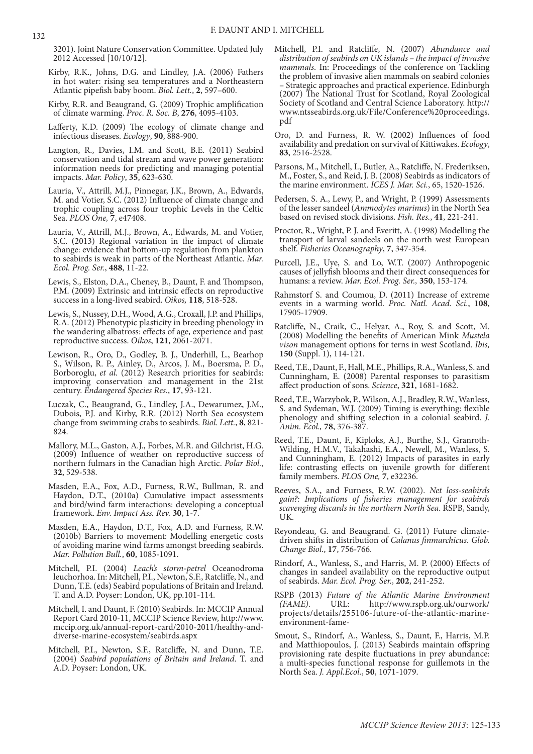3201). Joint Nature Conservation Committee. Updated July 2012 Accessed [10/10/12].

Kirby, R.K., Johns, D.G. and Lindley, J.A. (2006) Fathers in hot water: rising sea temperatures and a Northeastern Atlantic pipefish baby boom. *Biol. Lett.*, **2**, 597–600.

Kirby, R.R. and Beaugrand, G. (2009) Trophic amplification of climate warming. *Proc. R. Soc. B*, **276**, 4095-4103.

Lafferty, K.D. (2009) The ecology of climate change and infectious diseases. *Ecology*, **90**, 888-900.

Langton, R., Davies, I.M. and Scott, B.E. (2011) Seabird conservation and tidal stream and wave power generation: information needs for predicting and managing potential impacts. *Mar. Policy*, **35**, 623-630.

Lauria, V., Attrill, M.J., Pinnegar, J.K., Brown, A., Edwards, M. and Votier, S.C. (2012) Influence of climate change and trophic coupling across four trophic Levels in the Celtic Sea. *PLOS One,* **7**, e47408.

Lauria, V., Attrill, M.J., Brown, A., Edwards, M. and Votier, S.C. (2013) Regional variation in the impact of climate change: evidence that bottom-up regulation from plankton to seabirds is weak in parts of the Northeast Atlantic. *Mar. Ecol. Prog. Ser.*, **488**, 11-22.

Lewis, S., Elston, D.A., Cheney, B., Daunt, F. and Thompson, P.M. (2009) Extrinsic and intrinsic effects on reproductive success in a long-lived seabird. *Oikos,* **118**, 518-528.

Lewis, S., Nussey, D.H., Wood, A.G., Croxall, J.P. and Phillips, R.A. (2012) Phenotypic plasticity in breeding phenology in the wandering albatross: effects of age, experience and past reproductive success. *Oikos*, **121**, 2061-2071.

Lewison, R., Oro, D., Godley, B. J., Underhill, L., Bearhop S., Wilson, R. P., Ainley, D., Arcos, J. M., Boersma, P. D., Borboroglu, *et al.* (2012) Research priorities for seabirds: improving conservation and management in the 21st century. *Endangered Species Res.*, **17**, 93-121.

Luczak, C., Beaugrand, G., Lindley, J.A., Dewarumez, J.M., Dubois, P.J. and Kirby, R.R. (2012) North Sea ecosystem change from swimming crabs to seabirds. *Biol. Lett.*, **8**, 821-824.

Mallory, M.L., Gaston, A.J., Forbes, M.R. and Gilchrist, H.G. (2009) Influence of weather on reproductive success of northern fulmars in the Canadian high Arctic. *Polar Biol.*, **32**, 529-538.

Masden, E.A., Fox, A.D., Furness, R.W., Bullman, R. and Haydon, D.T., (2010a) Cumulative impact assessments and bird/wind farm interactions: developing a conceptual framework. *Env. Impact Ass. Rev.* **30**, 1-7.

Masden, E.A., Haydon, D.T., Fox, A.D. and Furness, R.W. (2010b) Barriers to movement: Modelling energetic costs of avoiding marine wind farms amongst breeding seabirds. *Mar. Pollution Bull.*, **60**, 1085-1091.

Mitchell, P.I. (2004) *Leach's storm-petrel* Oceanodroma leuchorhoa. In: Mitchell, P.I., Newton, S.F., Ratcliffe, N., and Dunn, T.E. (eds) Seabird populations of Britain and Ireland. T. and A.D. Poyser: London, UK, pp.101-114.

Mitchell, I. and Daunt, F. (2010) Seabirds. In: MCCIP Annual Report Card 2010-11, MCCIP Science Review, http://www.mccip.org.uk/annual-report-card/2010-2011/healthy-and-diverse-marine-ecosystem/seabirds.aspx

Mitchell, P.I., Newton, S.F., Ratcliffe, N. and Dunn, T.E. (2004) *Seabird populations of Britain and Ireland.* T. and A.D. Poyser: London, UK.

Mitchell, P.I. and Ratcliffe, N. (2007) *Abundance and distribution of seabirds on UK islands – the impact of invasive mammals*. In: Proceedings of the conference on Tackling the problem of invasive alien mammals on seabird colonies – Strategic approaches and practical experience. Edinburgh (2007) The National Trust for Scotland, Royal Zoological Society of Scotland and Central Science Laboratory. http://www.ntsseabirds.org.uk/File/Conference%20proceedings.pdf

Oro, D. and Furness, R. W. (2002) Influences of food availability and predation on survival of Kittiwakes. *Ecology*, **83**, 2516-2528.

Parsons, M., Mitchell, I., Butler, A., Ratcliffe, N. Frederiksen, M., Foster, S., and Reid, J. B. (2008) Seabirds as indicators of the marine environment. *ICES J. Mar. Sci.*, 65, 1520-1526.

Pedersen, S. A., Lewy, P., and Wright, P. (1999) Assessments of the lesser sandeel (*Ammodytes marinus*) in the North Sea based on revised stock divisions. *Fish. Res.*, **41**, 221-241.

Proctor, R., Wright, P. J. and Everitt, A. (1998) Modelling the transport of larval sandeels on the north west European shelf. *Fisheries Oceanography*, **7**, 347-354.

Purcell, J.E., Uye, S. and Lo, W.T. (2007) Anthropogenic causes of jellyfish blooms and their direct consequences for humans: a review. *Mar. Ecol. Prog. Ser.,* **350**, 153-174.

Rahmstorf S. and Coumou, D. (2011) Increase of extreme events in a warming world. *Proc. Natl. Acad. Sci.*, **108**, 17905-17909.

Ratcliffe, N., Craik, C., Helyar, A., Roy, S. and Scott, M. (2008) Modelling the benefits of American Mink *Mustela vison* management options for terns in west Scotland. *Ibis,* **150** (Suppl. 1), 114-121.

Reed, T.E., Daunt, F., Hall, M.E., Phillips, R.A., Wanless, S. and Cunningham, E. (2008) Parental responses to parasitism affect production of sons. *Science*, **321**, 1681-1682.

Reed, T.E., Warzybok, P., Wilson, A.J., Bradley, R.W., Wanless, S. and Sydeman, W.J. (2009) Timing is everything: flexible phenology and shifting selection in a colonial seabird. *J. Anim. Ecol.,* **78**, 376-387.

Reed, T.E., Daunt, F., Kiploks, A.J., Burthe, S.J., Granroth-Wilding, H.M.V., Takahashi, E.A., Newell, M., Wanless, S. and Cunningham, E. (2012) Impacts of parasites in early life: contrasting effects on juvenile growth for different family members. *PLOS One,* **7**, e32236.

Reeves, S.A., and Furness, R.W. (2002). *Net loss-seabirds gain?: Implications of fisheries management for seabirds scavenging discards in the northern North Sea*. RSPB, Sandy, UK.

Reyondeau, G. and Beaugrand. G. (2011) Future climate-driven shifts in distribution of *Calanus finmarchicus*. *Glob. Change Biol.*, **17**, 756-766.

Rindorf, A., Wanless, S., and Harris, M. P. (2000) Effects of changes in sandeel availability on the reproductive output of seabirds. *Mar. Ecol. Prog. Ser.*, **202**, 241-252.

RSPB (2013) *Future of the Atlantic Marine Environment (FAME).* URL: http://www.rspb.org.uk/ourwork/projects/details/255106-future-of-the-atlantic-marine-environment-fame-

Smout, S., Rindorf, A., Wanless, S., Daunt, F., Harris, M.P. and Matthiopoulos, J. (2013) Seabirds maintain offspring provisioning rate despite fluctuations in prey abundance: a multi-species functional response for guillemots in the North Sea. *J. Appl.Ecol.*, **50**, 1071-1079.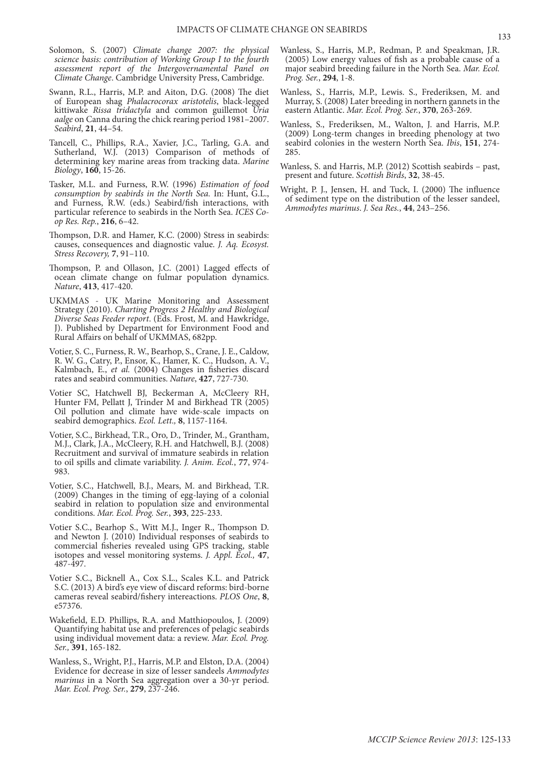Solomon, S. (2007) *Climate change 2007: the physical science basis: contribution of Working Group I to the fourth assessment report of the Intergovernmental Panel on Climate Change*. Cambridge University Press, Cambridge.

Swann, R.L., Harris, M.P. and Aiton, D.G. (2008) The diet of European shag *Phalacrocorax aristotelis*, black-legged kittiwake *Rissa tridactyla* and common guillemot *Uria aalge* on Canna during the chick rearing period 1981–2007. *Seabird*, **21**, 44–54.

Tancell, C., Phillips, R.A., Xavier, J.C., Tarling, G.A. and Sutherland, W.J. (2013) Comparison of methods of determining key marine areas from tracking data. *Marine Biology*, **160**, 15-26.

Tasker, M.L. and Furness, R.W. (1996) *Estimation of food consumption by seabirds in the North Sea.* In: Hunt, G.L., and Furness, R.W. (eds.) Seabird/fish interactions, with particular reference to seabirds in the North Sea. *ICES Co-op Res. Rep.*, **216**, 6–42.

Thompson, D.R. and Hamer, K.C. (2000) Stress in seabirds: causes, consequences and diagnostic value. *J. Aq. Ecosyst. Stress Recovery,* **7**, 91–110.

Thompson, P. and Ollason, J.C. (2001) Lagged effects of ocean climate change on fulmar population dynamics. *Nature*, **413**, 417-420.

UKMMAS - UK Marine Monitoring and Assessment Strategy (2010). *Charting Progress 2 Healthy and Biological Diverse Seas Feeder report*. (Eds. Frost, M. and Hawkridge, J). Published by Department for Environment Food and Rural Affairs on behalf of UKMMAS, 682pp.

Votier, S. C., Furness, R. W., Bearhop, S., Crane, J. E., Caldow, R. W. G., Catry, P., Ensor, K., Hamer, K. C., Hudson, A. V., Kalmbach, E., *et al.* (2004) Changes in fisheries discard rates and seabird communities. *Nature*, **427**, 727-730.

Votier SC, Hatchwell BJ, Beckerman A, McCleery RH, Hunter FM, Pellatt J, Trinder M and Birkhead TR (2005) Oil pollution and climate have wide-scale impacts on seabird demographics. *Ecol. Lett.,* **8**, 1157-1164.

Votier, S.C., Birkhead, T.R., Oro, D., Trinder, M., Grantham, M.J., Clark, J.A., McCleery, R.H. and Hatchwell, B.J. (2008) Recruitment and survival of immature seabirds in relation to oil spills and climate variability. *J. Anim. Ecol.*, **77**, 974-983.

Votier, S.C., Hatchwell, B.J., Mears, M. and Birkhead, T.R. (2009) Changes in the timing of egg-laying of a colonial seabird in relation to population size and environmental conditions. *Mar. Ecol. Prog. Ser.*, **393**, 225-233.

Votier S.C., Bearhop S., Witt M.J., Inger R., Thompson D. and Newton J. (2010) Individual responses of seabirds to commercial fisheries revealed using GPS tracking, stable isotopes and vessel monitoring systems. *J. Appl. Ecol.,* **47**, 487-497.

Votier S.C., Bicknell A., Cox S.L., Scales K.L. and Patrick S.C. (2013) A bird's eye view of discard reforms: bird-borne cameras reveal seabird/fishery intereactions. *PLOS One*, **8**, e57376.

Wakefield, E.D. Phillips, R.A. and Matthiopoulos, J. (2009) Quantifying habitat use and preferences of pelagic seabirds using individual movement data: a review. *Mar. Ecol. Prog. Ser.,* **391**, 165-182.

Wanless, S., Wright, P.J., Harris, M.P. and Elston, D.A. (2004) Evidence for decrease in size of lesser sandeels *Ammodytes marinus* in a North Sea aggregation over a 30-yr period. *Mar. Ecol. Prog. Ser.*, **279**, 237-246.

Wanless, S., Harris, M.P., Redman, P. and Speakman, J.R. (2005) Low energy values of fish as a probable cause of a major seabird breeding failure in the North Sea. *Mar. Ecol. Prog. Ser.*, **294**, 1-8.

Wanless, S., Harris, M.P., Lewis. S., Frederiksen, M. and Murray, S. (2008) Later breeding in northern gannets in the eastern Atlantic. *Mar. Ecol. Prog. Ser.*, **370**, 263-269.

Wanless, S., Frederiksen, M., Walton, J. and Harris, M.P. (2009) Long-term changes in breeding phenology at two seabird colonies in the western North Sea. *Ibis*, **151**, 274-285.

Wanless, S. and Harris, M.P. (2012) Scottish seabirds – past, present and future. *Scottish Birds*, **32**, 38-45.

Wright, P. J., Jensen, H. and Tuck, I. (2000) The influence of sediment type on the distribution of the lesser sandeel, *Ammodytes marinus*. *J. Sea Res.*, **44**, 243–256.